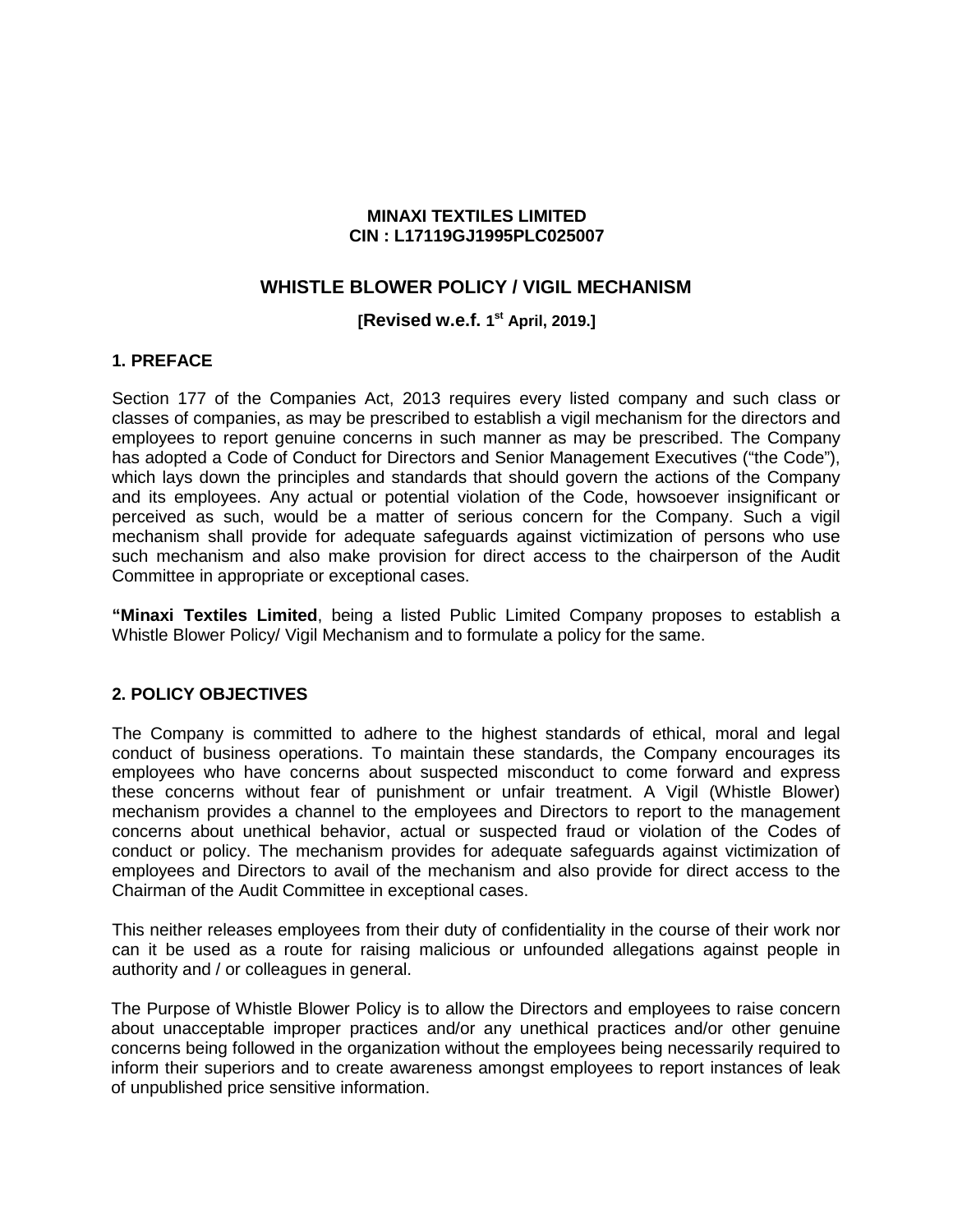**MINAXI TEXTILES LIMITED**
**CIN : L17119GJ1995PLC025007**

# WHISTLE BLOWER POLICY / VIGIL MECHANISM

**[Revised w.e.f. 1st April, 2019.]**

## 1. PREFACE

Section 177 of the Companies Act, 2013 requires every listed company and such class or classes of companies, as may be prescribed to establish a vigil mechanism for the directors and employees to report genuine concerns in such manner as may be prescribed. The Company has adopted a Code of Conduct for Directors and Senior Management Executives ("the Code"), which lays down the principles and standards that should govern the actions of the Company and its employees. Any actual or potential violation of the Code, howsoever insignificant or perceived as such, would be a matter of serious concern for the Company. Such a vigil mechanism shall provide for adequate safeguards against victimization of persons who use such mechanism and also make provision for direct access to the chairperson of the Audit Committee in appropriate or exceptional cases.

**"Minaxi Textiles Limited**, being a listed Public Limited Company proposes to establish a Whistle Blower Policy/ Vigil Mechanism and to formulate a policy for the same.

## 2. POLICY OBJECTIVES

The Company is committed to adhere to the highest standards of ethical, moral and legal conduct of business operations. To maintain these standards, the Company encourages its employees who have concerns about suspected misconduct to come forward and express these concerns without fear of punishment or unfair treatment. A Vigil (Whistle Blower) mechanism provides a channel to the employees and Directors to report to the management concerns about unethical behavior, actual or suspected fraud or violation of the Codes of conduct or policy. The mechanism provides for adequate safeguards against victimization of employees and Directors to avail of the mechanism and also provide for direct access to the Chairman of the Audit Committee in exceptional cases.

This neither releases employees from their duty of confidentiality in the course of their work nor can it be used as a route for raising malicious or unfounded allegations against people in authority and / or colleagues in general.

The Purpose of Whistle Blower Policy is to allow the Directors and employees to raise concern about unacceptable improper practices and/or any unethical practices and/or other genuine concerns being followed in the organization without the employees being necessarily required to inform their superiors and to create awareness amongst employees to report instances of leak of unpublished price sensitive information.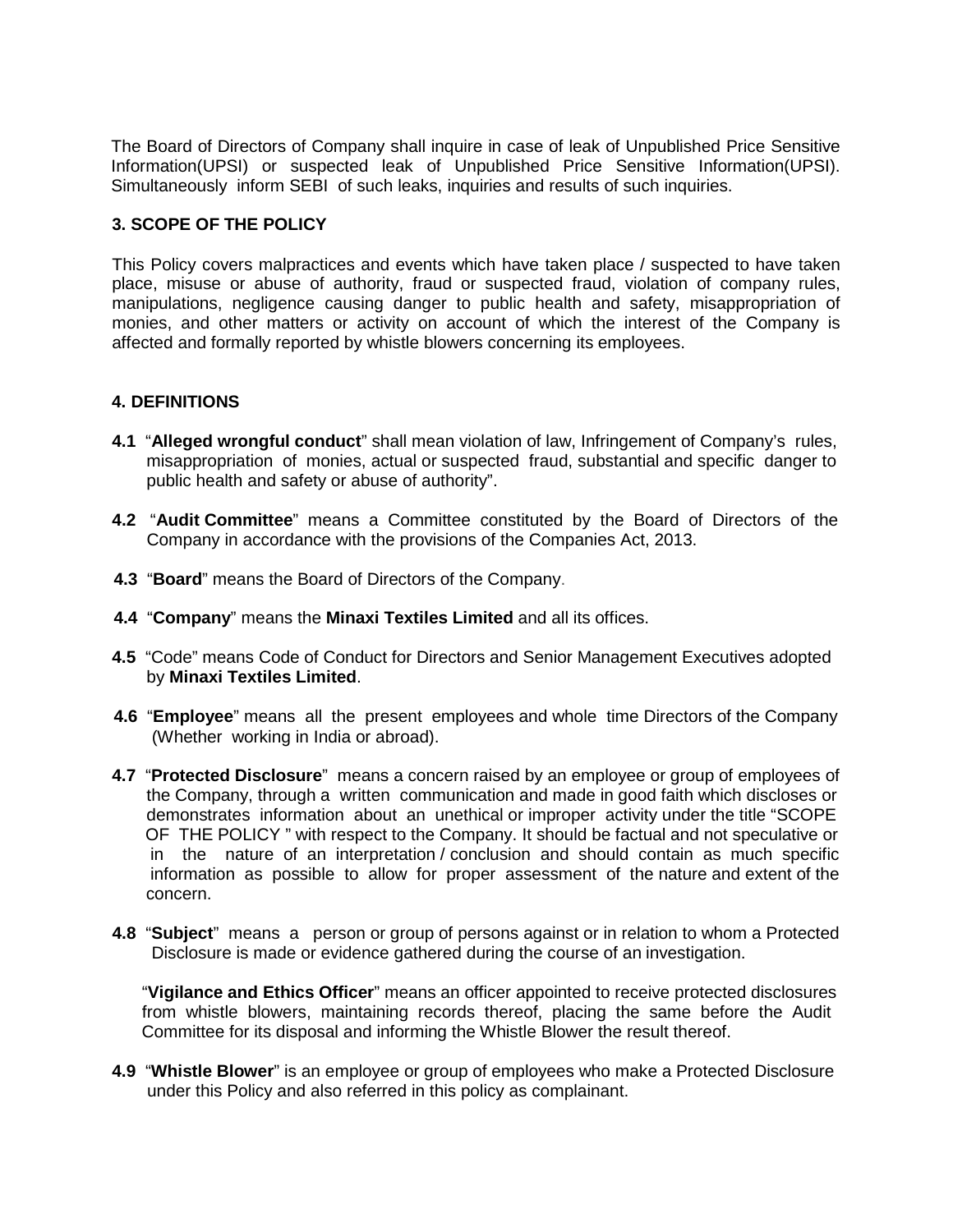The Board of Directors of Company shall inquire in case of leak of Unpublished Price Sensitive Information(UPSI) or suspected leak of Unpublished Price Sensitive Information(UPSI). Simultaneously inform SEBI of such leaks, inquiries and results of such inquiries.

## 3. SCOPE OF THE POLICY

This Policy covers malpractices and events which have taken place / suspected to have taken place, misuse or abuse of authority, fraud or suspected fraud, violation of company rules, manipulations, negligence causing danger to public health and safety, misappropriation of monies, and other matters or activity on account of which the interest of the Company is affected and formally reported by whistle blowers concerning its employees.

## 4. DEFINITIONS

**4.1** "**Alleged wrongful conduct**" shall mean violation of law, Infringement of Company's rules, misappropriation of monies, actual or suspected fraud, substantial and specific danger to public health and safety or abuse of authority".

**4.2** "**Audit Committee**" means a Committee constituted by the Board of Directors of the Company in accordance with the provisions of the Companies Act, 2013.

**4.3** "**Board**" means the Board of Directors of the Company.

**4.4** "**Company**" means the **Minaxi Textiles Limited** and all its offices.

**4.5** "Code" means Code of Conduct for Directors and Senior Management Executives adopted by **Minaxi Textiles Limited**.

**4.6** "**Employee**" means all the present employees and whole time Directors of the Company (Whether working in India or abroad).

**4.7** "**Protected Disclosure**" means a concern raised by an employee or group of employees of the Company, through a written communication and made in good faith which discloses or demonstrates information about an unethical or improper activity under the title "SCOPE OF THE POLICY " with respect to the Company. It should be factual and not speculative or in the nature of an interpretation / conclusion and should contain as much specific information as possible to allow for proper assessment of the nature and extent of the concern.

**4.8** "**Subject**" means a person or group of persons against or in relation to whom a Protected Disclosure is made or evidence gathered during the course of an investigation.

"**Vigilance and Ethics Officer**" means an officer appointed to receive protected disclosures from whistle blowers, maintaining records thereof, placing the same before the Audit Committee for its disposal and informing the Whistle Blower the result thereof.

**4.9** "**Whistle Blower**" is an employee or group of employees who make a Protected Disclosure under this Policy and also referred in this policy as complainant.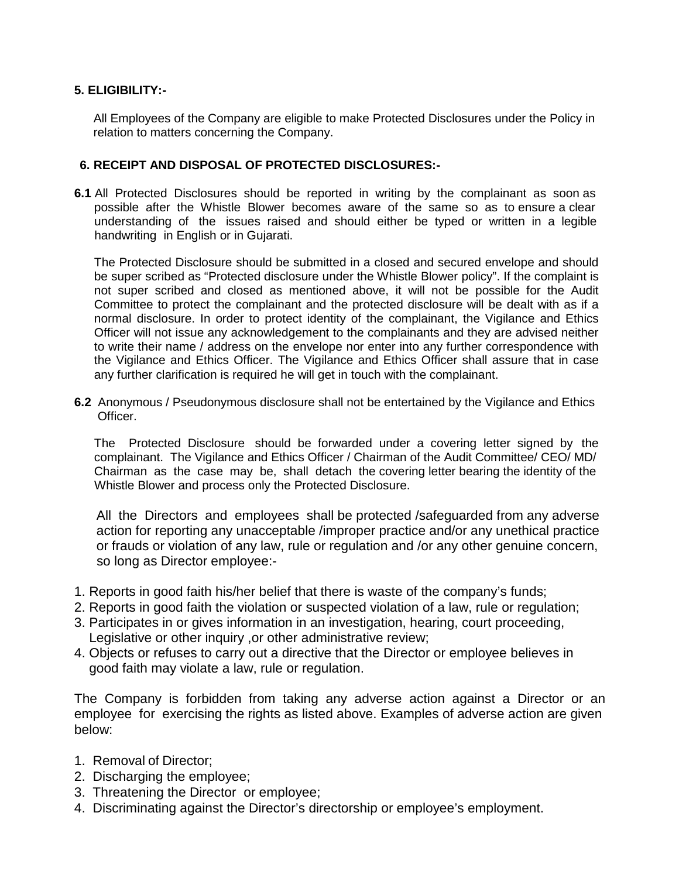**5. ELIGIBILITY:-**

All Employees of the Company are eligible to make Protected Disclosures under the Policy in relation to matters concerning the Company.

**6. RECEIPT AND DISPOSAL OF PROTECTED DISCLOSURES:-**

**6.1** All Protected Disclosures should be reported in writing by the complainant as soon as possible after the Whistle Blower becomes aware of the same so as to ensure a clear understanding of the issues raised and should either be typed or written in a legible handwriting in English or in Gujarati.

The Protected Disclosure should be submitted in a closed and secured envelope and should be super scribed as "Protected disclosure under the Whistle Blower policy". If the complaint is not super scribed and closed as mentioned above, it will not be possible for the Audit Committee to protect the complainant and the protected disclosure will be dealt with as if a normal disclosure. In order to protect identity of the complainant, the Vigilance and Ethics Officer will not issue any acknowledgement to the complainants and they are advised neither to write their name / address on the envelope nor enter into any further correspondence with the Vigilance and Ethics Officer. The Vigilance and Ethics Officer shall assure that in case any further clarification is required he will get in touch with the complainant.

**6.2** Anonymous / Pseudonymous disclosure shall not be entertained by the Vigilance and Ethics Officer.

The Protected Disclosure should be forwarded under a covering letter signed by the complainant. The Vigilance and Ethics Officer / Chairman of the Audit Committee/ CEO/ MD/ Chairman as the case may be, shall detach the covering letter bearing the identity of the Whistle Blower and process only the Protected Disclosure.

All the Directors and employees shall be protected /safeguarded from any adverse action for reporting any unacceptable /improper practice and/or any unethical practice or frauds or violation of any law, rule or regulation and /or any other genuine concern, so long as Director employee:-

1. Reports in good faith his/her belief that there is waste of the company's funds;
2. Reports in good faith the violation or suspected violation of a law, rule or regulation;
3. Participates in or gives information in an investigation, hearing, court proceeding, Legislative or other inquiry ,or other administrative review;
4. Objects or refuses to carry out a directive that the Director or employee believes in good faith may violate a law, rule or regulation.

The Company is forbidden from taking any adverse action against a Director or an employee for exercising the rights as listed above. Examples of adverse action are given below:

1. Removal of Director;
2. Discharging the employee;
3. Threatening the Director or employee;
4. Discriminating against the Director's directorship or employee's employment.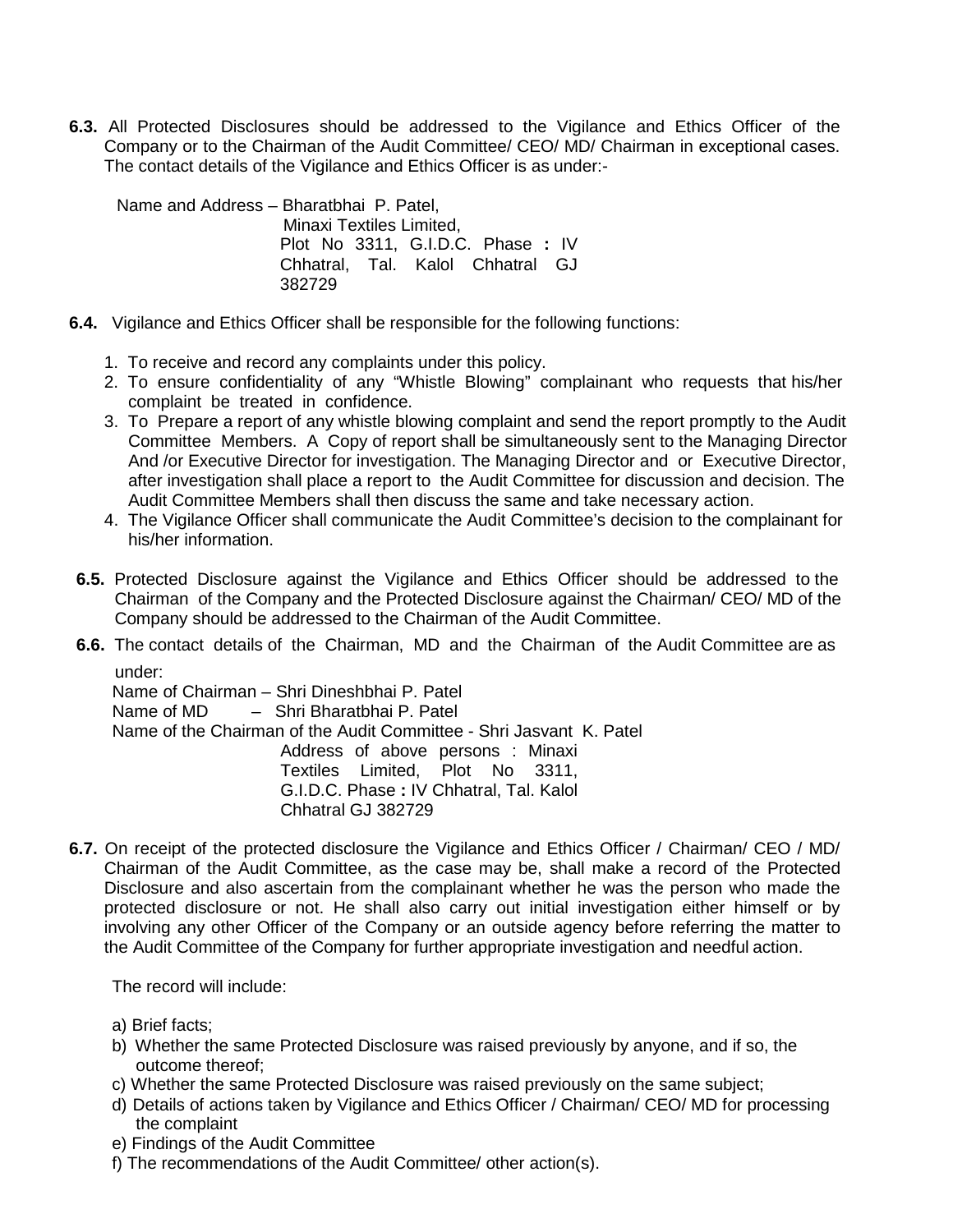**6.3.** All Protected Disclosures should be addressed to the Vigilance and Ethics Officer of the Company or to the Chairman of the Audit Committee/ CEO/ MD/ Chairman in exceptional cases. The contact details of the Vigilance and Ethics Officer is as under:-

Name and Address – Bharatbhai P. Patel,
Minaxi Textiles Limited,
Plot No 3311, G.I.D.C. Phase **:** IV
Chhatral, Tal. Kalol Chhatral GJ
382729

**6.4.** Vigilance and Ethics Officer shall be responsible for the following functions:

1. To receive and record any complaints under this policy.
2. To ensure confidentiality of any "Whistle Blowing" complainant who requests that his/her complaint be treated in confidence.
3. To Prepare a report of any whistle blowing complaint and send the report promptly to the Audit Committee Members. A Copy of report shall be simultaneously sent to the Managing Director And /or Executive Director for investigation. The Managing Director and or Executive Director, after investigation shall place a report to the Audit Committee for discussion and decision. The Audit Committee Members shall then discuss the same and take necessary action.
4. The Vigilance Officer shall communicate the Audit Committee's decision to the complainant for his/her information.

**6.5.** Protected Disclosure against the Vigilance and Ethics Officer should be addressed to the Chairman of the Company and the Protected Disclosure against the Chairman/ CEO/ MD of the Company should be addressed to the Chairman of the Audit Committee.

**6.6.** The contact details of the Chairman, MD and the Chairman of the Audit Committee are as under:

Name of Chairman – Shri Dineshbhai P. Patel
Name of MD – Shri Bharatbhai P. Patel
Name of the Chairman of the Audit Committee - Shri Jasvant K. Patel
Address of above persons : Minaxi Textiles Limited, Plot No 3311, G.I.D.C. Phase **:** IV Chhatral, Tal. Kalol Chhatral GJ 382729

**6.7.** On receipt of the protected disclosure the Vigilance and Ethics Officer / Chairman/ CEO / MD/ Chairman of the Audit Committee, as the case may be, shall make a record of the Protected Disclosure and also ascertain from the complainant whether he was the person who made the protected disclosure or not. He shall also carry out initial investigation either himself or by involving any other Officer of the Company or an outside agency before referring the matter to the Audit Committee of the Company for further appropriate investigation and needful action.

The record will include:

a) Brief facts;
b) Whether the same Protected Disclosure was raised previously by anyone, and if so, the outcome thereof;
c) Whether the same Protected Disclosure was raised previously on the same subject;
d) Details of actions taken by Vigilance and Ethics Officer / Chairman/ CEO/ MD for processing the complaint
e) Findings of the Audit Committee
f) The recommendations of the Audit Committee/ other action(s).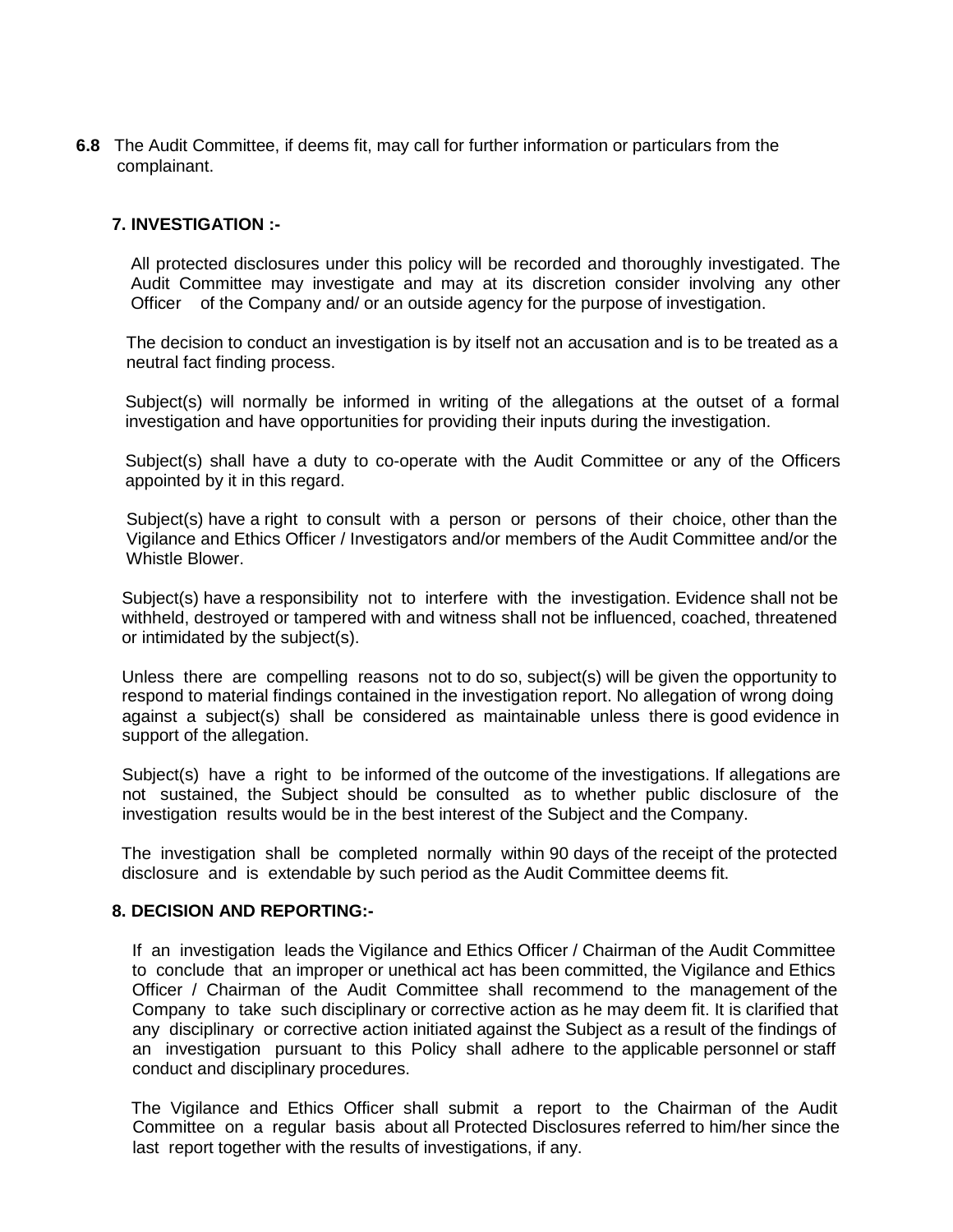**6.8** The Audit Committee, if deems fit, may call for further information or particulars from the complainant.

## 7. INVESTIGATION :-

All protected disclosures under this policy will be recorded and thoroughly investigated. The Audit Committee may investigate and may at its discretion consider involving any other Officer of the Company and/ or an outside agency for the purpose of investigation.

The decision to conduct an investigation is by itself not an accusation and is to be treated as a neutral fact finding process.

Subject(s) will normally be informed in writing of the allegations at the outset of a formal investigation and have opportunities for providing their inputs during the investigation.

Subject(s) shall have a duty to co-operate with the Audit Committee or any of the Officers appointed by it in this regard.

Subject(s) have a right to consult with a person or persons of their choice, other than the Vigilance and Ethics Officer / Investigators and/or members of the Audit Committee and/or the Whistle Blower.

Subject(s) have a responsibility not to interfere with the investigation. Evidence shall not be withheld, destroyed or tampered with and witness shall not be influenced, coached, threatened or intimidated by the subject(s).

Unless there are compelling reasons not to do so, subject(s) will be given the opportunity to respond to material findings contained in the investigation report. No allegation of wrong doing against a subject(s) shall be considered as maintainable unless there is good evidence in support of the allegation.

Subject(s) have a right to be informed of the outcome of the investigations. If allegations are not sustained, the Subject should be consulted as to whether public disclosure of the investigation results would be in the best interest of the Subject and the Company.

The investigation shall be completed normally within 90 days of the receipt of the protected disclosure and is extendable by such period as the Audit Committee deems fit.

## 8. DECISION AND REPORTING:-

If an investigation leads the Vigilance and Ethics Officer / Chairman of the Audit Committee to conclude that an improper or unethical act has been committed, the Vigilance and Ethics Officer / Chairman of the Audit Committee shall recommend to the management of the Company to take such disciplinary or corrective action as he may deem fit. It is clarified that any disciplinary or corrective action initiated against the Subject as a result of the findings of an investigation pursuant to this Policy shall adhere to the applicable personnel or staff conduct and disciplinary procedures.

The Vigilance and Ethics Officer shall submit a report to the Chairman of the Audit Committee on a regular basis about all Protected Disclosures referred to him/her since the last report together with the results of investigations, if any.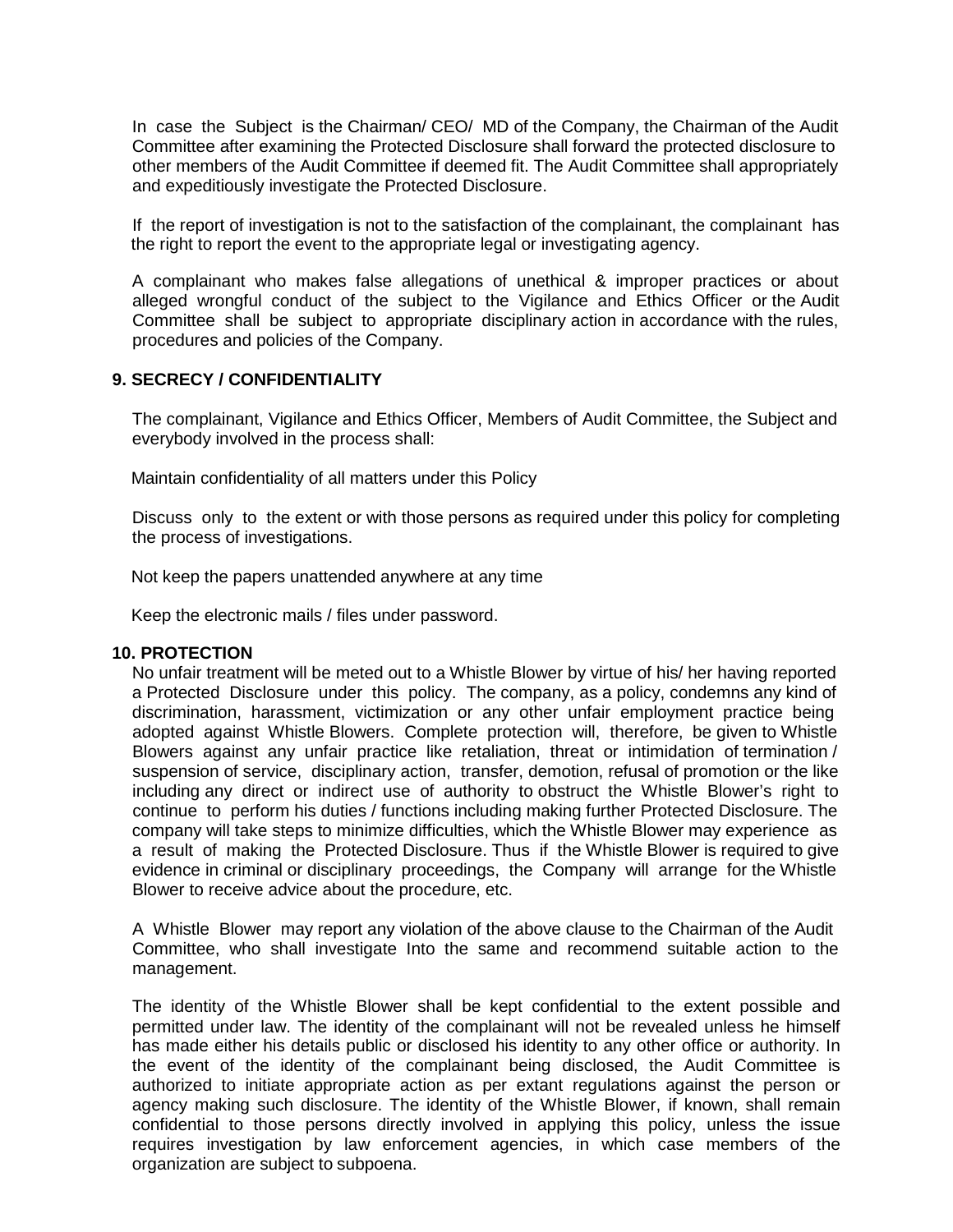In case the Subject is the Chairman/ CEO/ MD of the Company, the Chairman of the Audit Committee after examining the Protected Disclosure shall forward the protected disclosure to other members of the Audit Committee if deemed fit. The Audit Committee shall appropriately and expeditiously investigate the Protected Disclosure.

If the report of investigation is not to the satisfaction of the complainant, the complainant has the right to report the event to the appropriate legal or investigating agency.

A complainant who makes false allegations of unethical & improper practices or about alleged wrongful conduct of the subject to the Vigilance and Ethics Officer or the Audit Committee shall be subject to appropriate disciplinary action in accordance with the rules, procedures and policies of the Company.

## 9. SECRECY / CONFIDENTIALITY

The complainant, Vigilance and Ethics Officer, Members of Audit Committee, the Subject and everybody involved in the process shall:

Maintain confidentiality of all matters under this Policy

Discuss only to the extent or with those persons as required under this policy for completing the process of investigations.

Not keep the papers unattended anywhere at any time

Keep the electronic mails / files under password.

## 10. PROTECTION

No unfair treatment will be meted out to a Whistle Blower by virtue of his/ her having reported a Protected Disclosure under this policy. The company, as a policy, condemns any kind of discrimination, harassment, victimization or any other unfair employment practice being adopted against Whistle Blowers. Complete protection will, therefore, be given to Whistle Blowers against any unfair practice like retaliation, threat or intimidation of termination / suspension of service, disciplinary action, transfer, demotion, refusal of promotion or the like including any direct or indirect use of authority to obstruct the Whistle Blower's right to continue to perform his duties / functions including making further Protected Disclosure. The company will take steps to minimize difficulties, which the Whistle Blower may experience as a result of making the Protected Disclosure. Thus if the Whistle Blower is required to give evidence in criminal or disciplinary proceedings, the Company will arrange for the Whistle Blower to receive advice about the procedure, etc.

A Whistle Blower may report any violation of the above clause to the Chairman of the Audit Committee, who shall investigate Into the same and recommend suitable action to the management.

The identity of the Whistle Blower shall be kept confidential to the extent possible and permitted under law. The identity of the complainant will not be revealed unless he himself has made either his details public or disclosed his identity to any other office or authority. In the event of the identity of the complainant being disclosed, the Audit Committee is authorized to initiate appropriate action as per extant regulations against the person or agency making such disclosure. The identity of the Whistle Blower, if known, shall remain confidential to those persons directly involved in applying this policy, unless the issue requires investigation by law enforcement agencies, in which case members of the organization are subject to subpoena.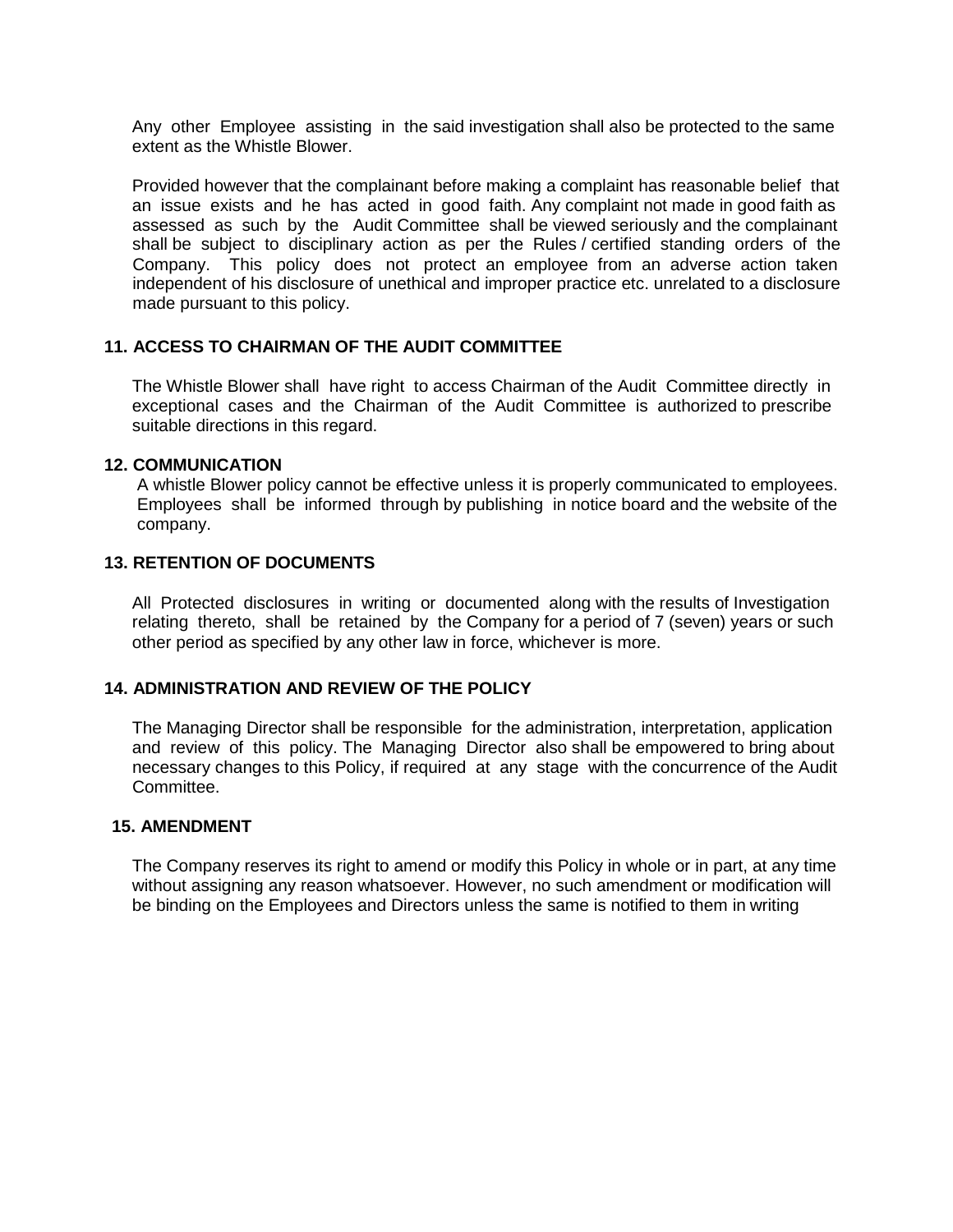Any other Employee assisting in the said investigation shall also be protected to the same extent as the Whistle Blower.

Provided however that the complainant before making a complaint has reasonable belief that an issue exists and he has acted in good faith. Any complaint not made in good faith as assessed as such by the Audit Committee shall be viewed seriously and the complainant shall be subject to disciplinary action as per the Rules / certified standing orders of the Company. This policy does not protect an employee from an adverse action taken independent of his disclosure of unethical and improper practice etc. unrelated to a disclosure made pursuant to this policy.

**11. ACCESS TO CHAIRMAN OF THE AUDIT COMMITTEE**

The Whistle Blower shall have right to access Chairman of the Audit Committee directly in exceptional cases and the Chairman of the Audit Committee is authorized to prescribe suitable directions in this regard.

**12. COMMUNICATION**

A whistle Blower policy cannot be effective unless it is properly communicated to employees. Employees shall be informed through by publishing in notice board and the website of the company.

**13. RETENTION OF DOCUMENTS**

All Protected disclosures in writing or documented along with the results of Investigation relating thereto, shall be retained by the Company for a period of 7 (seven) years or such other period as specified by any other law in force, whichever is more.

**14. ADMINISTRATION AND REVIEW OF THE POLICY**

The Managing Director shall be responsible for the administration, interpretation, application and review of this policy. The Managing Director also shall be empowered to bring about necessary changes to this Policy, if required at any stage with the concurrence of the Audit Committee.

**15. AMENDMENT**

The Company reserves its right to amend or modify this Policy in whole or in part, at any time without assigning any reason whatsoever. However, no such amendment or modification will be binding on the Employees and Directors unless the same is notified to them in writing